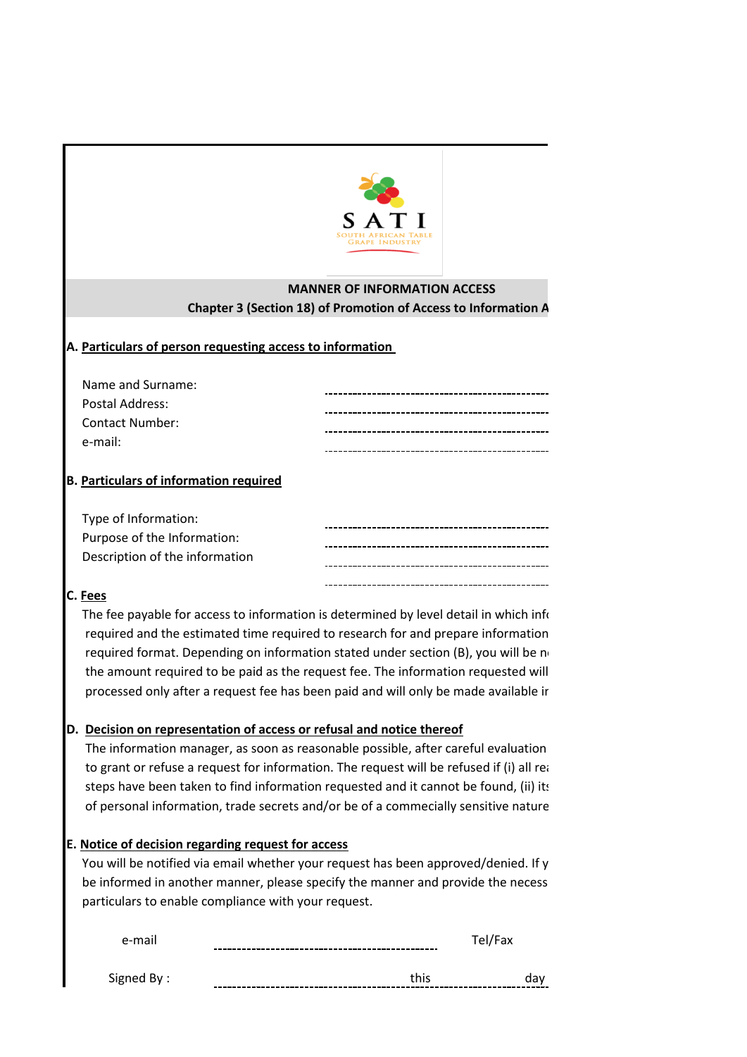SATI
SOUTH AFRICAN TABLE GRAPE INDUSTRY

## MANNER OF INFORMATION ACCESS

**Chapter 3 (Section 18) of Promotion of Access to Information A**

### A. Particulars of person requesting access to information

Name and Surname: ------------------------------------------------

Postal Address: ------------------------------------------------

Contact Number: ------------------------------------------------

e-mail: ------------------------------------------------

### B. Particulars of information required

Type of Information: ------------------------------------------------

Purpose of the Information: ------------------------------------------------

Description of the information ------------------------------------------------

------------------------------------------------

### C. Fees

The fee payable for access to information is determined by level detail in which info required and the estimated time required to research for and prepare information required format. Depending on information stated under section (B), you will be no the amount required to be paid as the request fee. The information requested will processed only after a request fee has been paid and will only be made available ir

### D. Decision on representation of access or refusal and notice thereof

The information manager, as soon as reasonable possible, after careful evaluation to grant or refuse a request for information. The request will be refused if (i) all rea steps have been taken to find information requested and it cannot be found, (ii) its of personal information, trade secrets and/or be of a commecially sensitive nature

### E. Notice of decision regarding request for access

You will be notified via email whether your request has been approved/denied. If y be informed in another manner, please specify the manner and provide the necess particulars to enable compliance with your request.

e-mail ------------------------------------------------ Tel/Fax

Signed By : ------------------------------------------------ this ---------------- day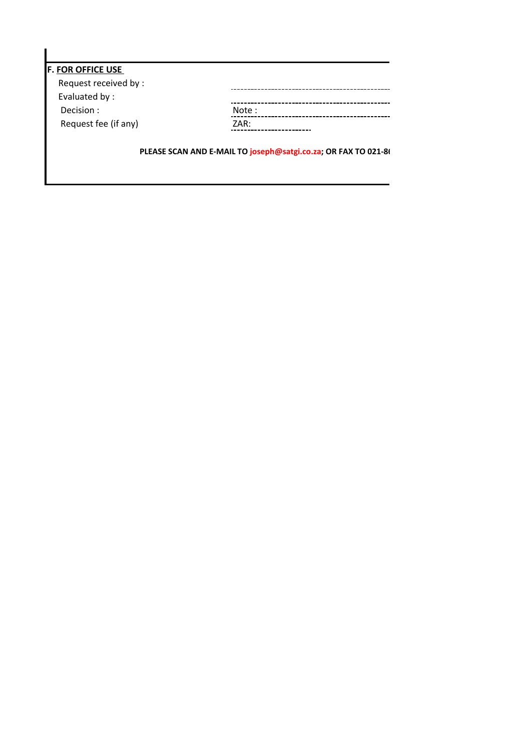**F. FOR OFFICE USE**

Request received by : ................................................

Evaluated by : ................................................

Decision : ................................................ Note : ................................................

Request fee (if any) ZAR: ........................

**PLEASE SCAN AND E-MAIL TO joseph@satgi.co.za; OR FAX TO 021-8**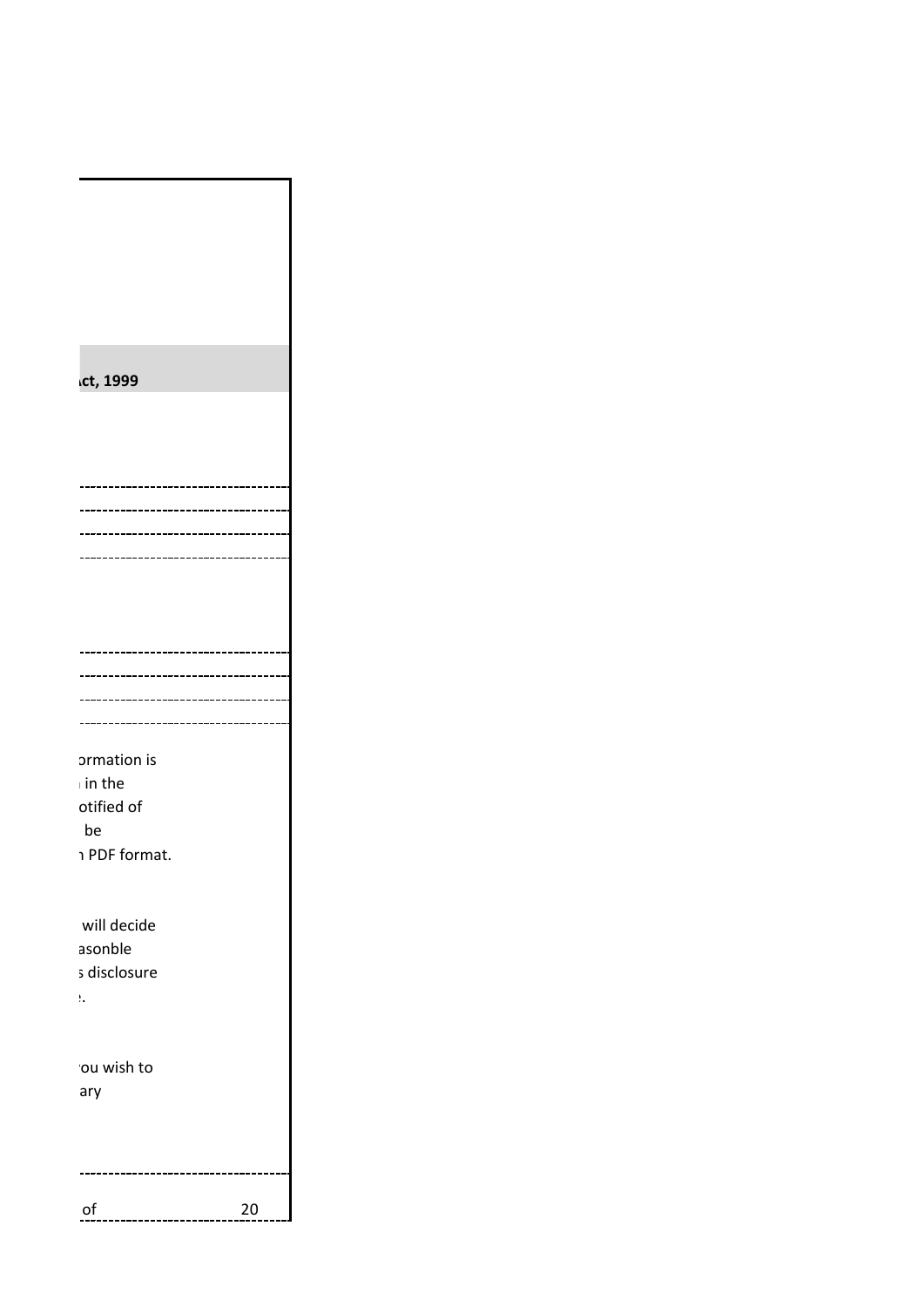ct, 1999

ormation is
in the
otified of
be
PDF format.

will decide
asonble
disclosure

ou wish to
ary

of 20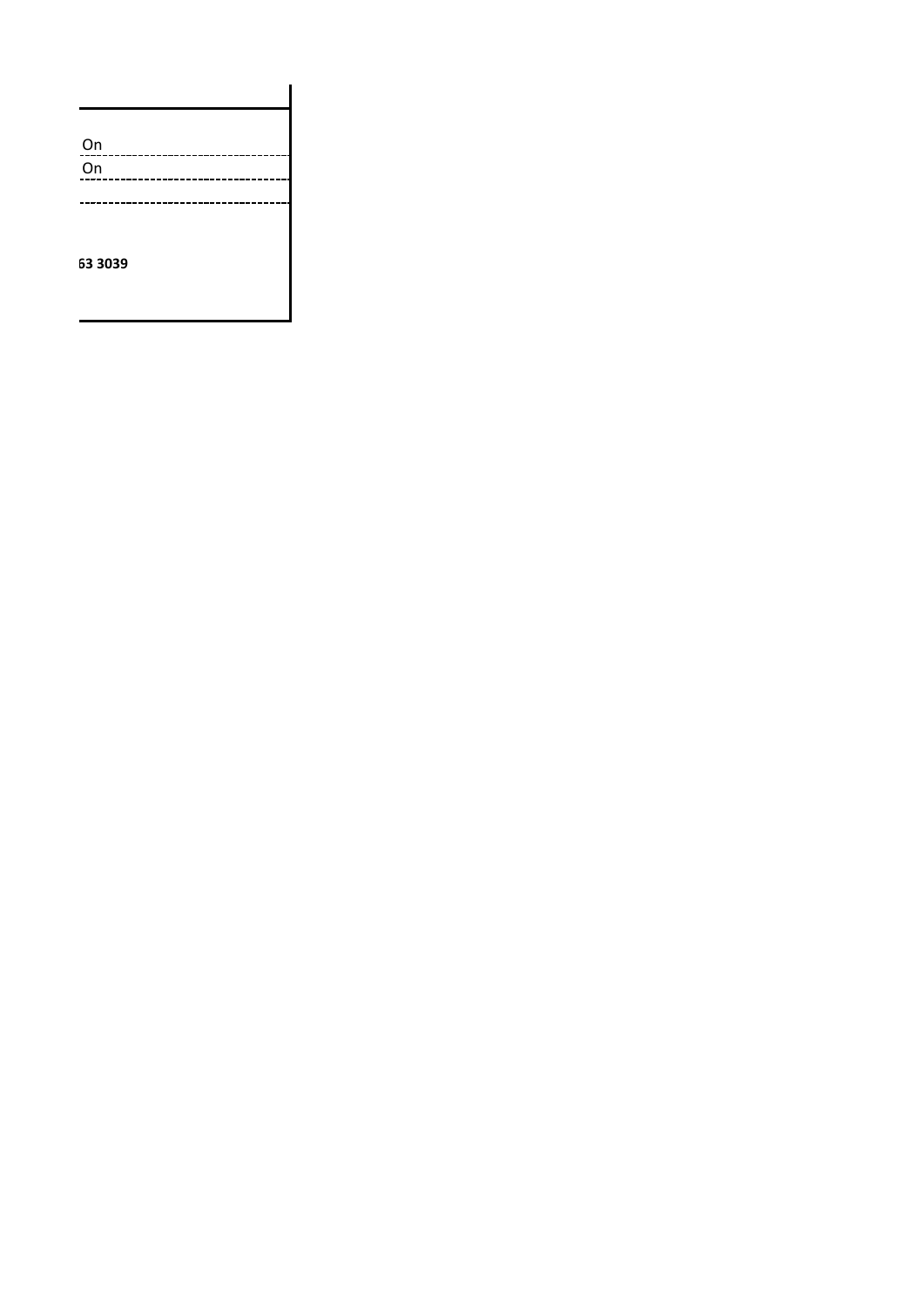On

On

63 3039